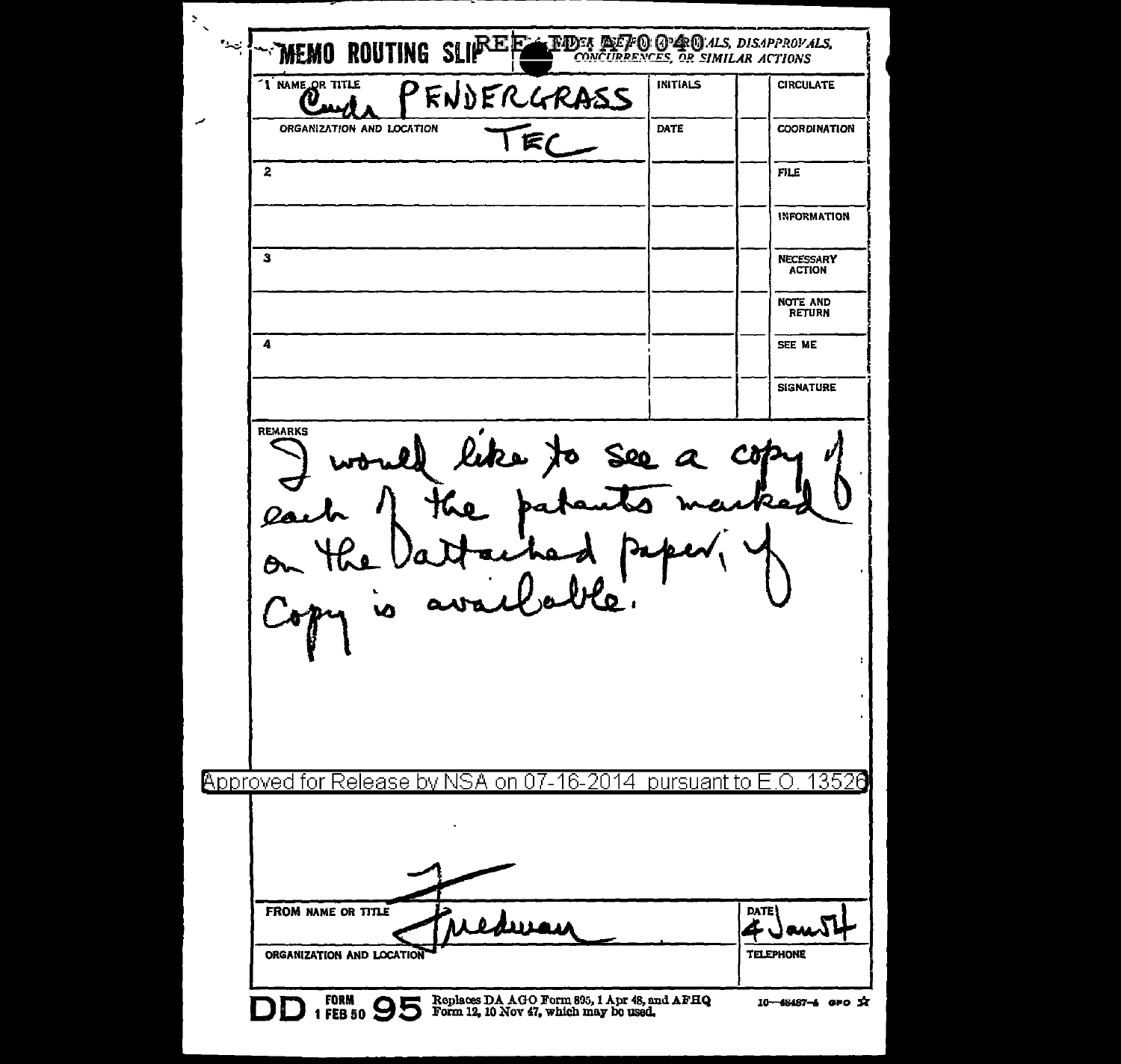# MEMO ROUTING SLIP

REF ID:A70040

NEVER USE FOR APPROVALS, DISAPPROVALS, CONCURRENCES, OR SIMILAR ACTIONS

| | | INITIALS | | |
|---|---|---|---|---|
| 1 NAME OR TITLE | Cmdr PENDERGRASS | | | CIRCULATE |
| ORGANIZATION AND LOCATION | TEC | DATE | | COORDINATION |
| 2 | | | | FILE |
| | | | | INFORMATION |
| 3 | | | | NECESSARY ACTION |
| | | | | NOTE AND RETURN |
| 4 | | | | SEE ME |
| | | | | SIGNATURE |

REMARKS

I would like to see a copy of each of the patents marked on the attached paper, if copy is available.

Approved for Release by NSA on 07-16-2014 pursuant to E.O. 13526

| FROM NAME OR TITLE | DATE |
|---|---|
| Friedman | 4 Jan 54 |
| ORGANIZATION AND LOCATION | TELEPHONE |

DD FORM 1 FEB 50 95 Replaces DA AGO Form 895, 1 Apr 48, and AFHQ Form 12, 10 Nov 47, which may be used.

10—48487-4 GPO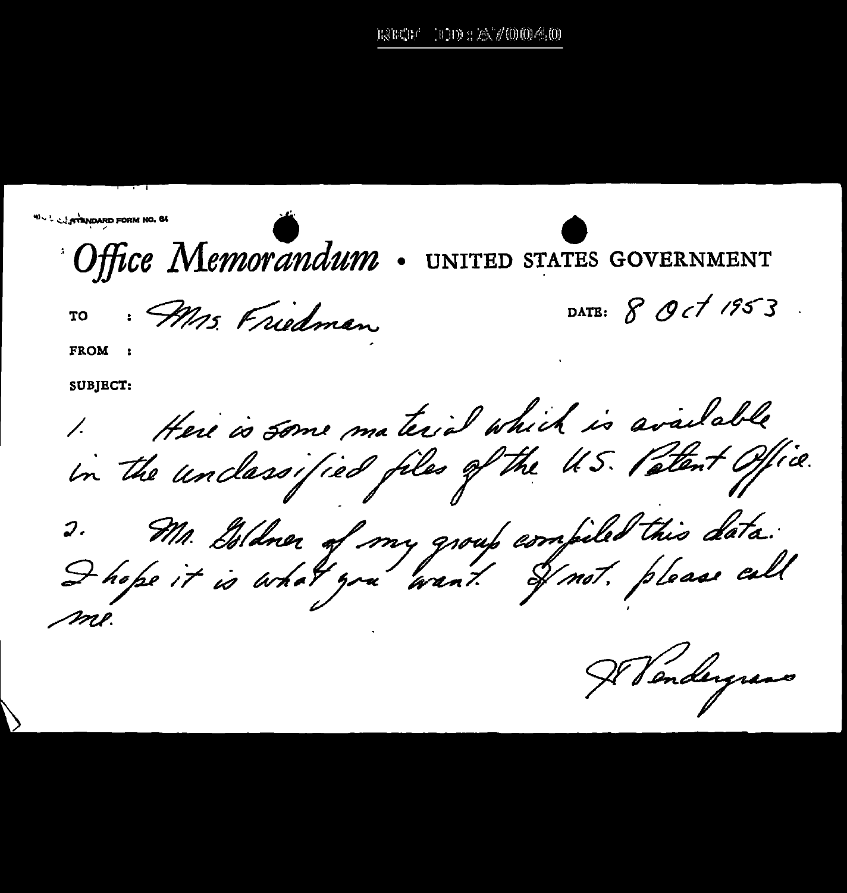STANDARD FORM NO. 64

# Office Memorandum · UNITED STATES GOVERNMENT

TO : Mrs. Friedman

DATE: 8 Oct 1953

FROM :

SUBJECT:

1. Here is some material which is available in the unclassified files of the U.S. Patent Office.

2. Mr. Goldner of my group compiled this data. I hope it is what you want. If not, please call me.

J Pendergrass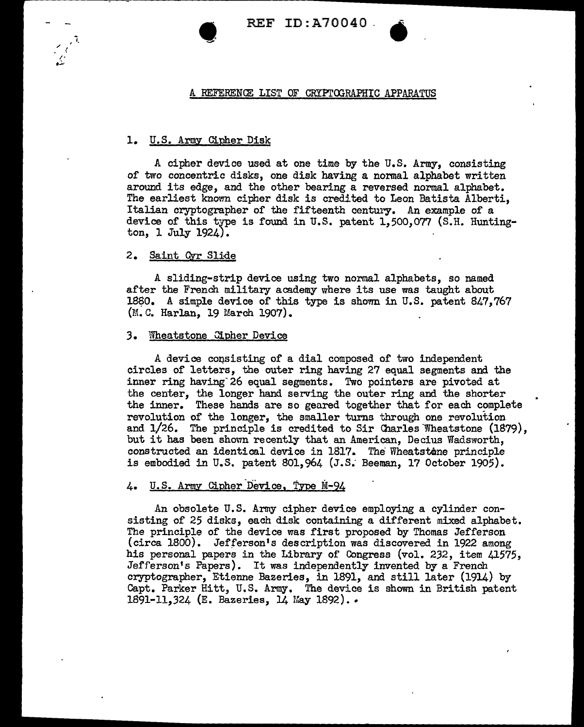REF ID:A70040

## A REFERENCE LIST OF CRYPTOGRAPHIC APPARATUS

### 1. U.S. Army Cipher Disk

A cipher device used at one time by the U.S. Army, consisting of two concentric disks, one disk having a normal alphabet written around its edge, and the other bearing a reversed normal alphabet. The earliest known cipher disk is credited to Leon Batista Alberti, Italian cryptographer of the fifteenth century. An example of a device of this type is found in U.S. patent 1,500,077 (S.H. Huntington, 1 July 1924).

### 2. Saint Cyr Slide

A sliding-strip device using two normal alphabets, so named after the French military academy where its use was taught about 1880. A simple device of this type is shown in U.S. patent 847,767 (M.C. Harlan, 19 March 1907).

### 3. Wheatstone Cipher Device

A device consisting of a dial composed of two independent circles of letters, the outer ring having 27 equal segments and the inner ring having 26 equal segments. Two pointers are pivoted at the center, the longer hand serving the outer ring and the shorter the inner. These hands are so geared together that for each complete revolution of the longer, the smaller turns through one revolution and 1/26. The principle is credited to Sir Charles Wheatstone (1879), but it has been shown recently that an American, Decius Wadsworth, constructed an identical device in 1817. The Wheatstone principle is embodied in U.S. patent 801,964 (J.S. Beeman, 17 October 1905).

### 4. U.S. Army Cipher Device, Type M-94

An obsolete U.S. Army cipher device employing a cylinder consisting of 25 disks, each disk containing a different mixed alphabet. The principle of the device was first proposed by Thomas Jefferson (circa 1800). Jefferson's description was discovered in 1922 among his personal papers in the Library of Congress (vol. 232, item 41575, Jefferson's Papers). It was independently invented by a French cryptographer, Etienne Bazeries, in 1891, and still later (1914) by Capt. Parker Hitt, U.S. Army. The device is shown in British patent 1891-11,324 (E. Bazeries, 14 May 1892).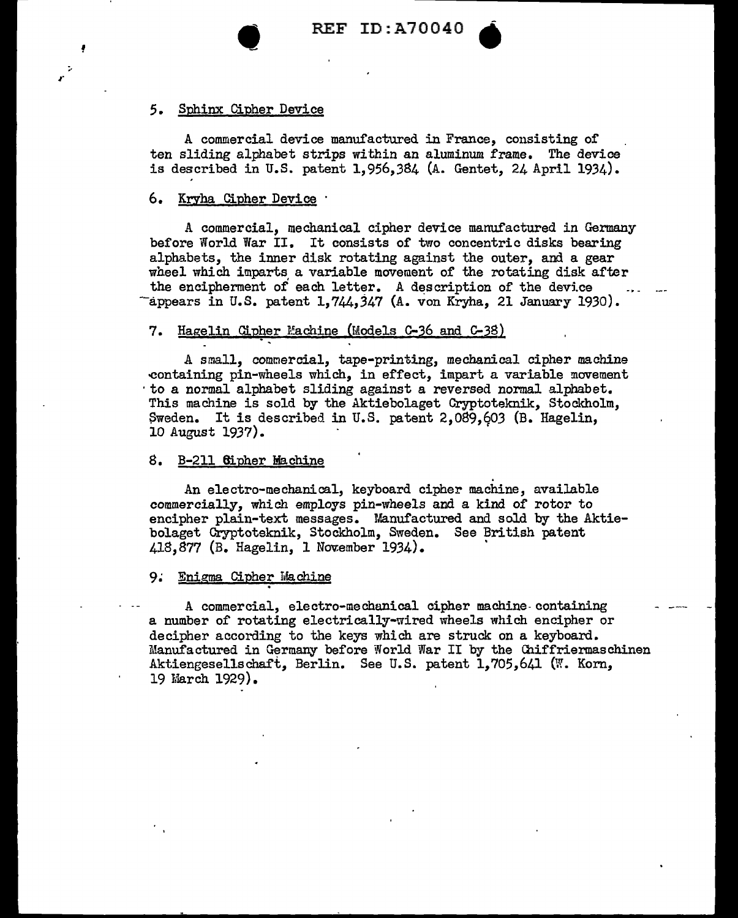5. Sphinx Cipher Device

A commercial device manufactured in France, consisting of ten sliding alphabet strips within an aluminum frame. The device is described in U.S. patent 1,956,384 (A. Gentet, 24 April 1934).

6. Kryha Cipher Device

A commercial, mechanical cipher device manufactured in Germany before World War II. It consists of two concentric disks bearing alphabets, the inner disk rotating against the outer, and a gear wheel which imparts a variable movement of the rotating disk after the encipherment of each letter. A description of the device appears in U.S. patent 1,744,347 (A. von Kryha, 21 January 1930).

7. Hagelin Cipher Machine (Models C-36 and C-38)

A small, commercial, tape-printing, mechanical cipher machine containing pin-wheels which, in effect, impart a variable movement to a normal alphabet sliding against a reversed normal alphabet. This machine is sold by the Aktiebolaget Cryptoteknik, Stockholm, Sweden. It is described in U.S. patent 2,089,603 (B. Hagelin, 10 August 1937).

8. B-211 Cipher Machine

An electro-mechanical, keyboard cipher machine, available commercially, which employs pin-wheels and a kind of rotor to encipher plain-text messages. Manufactured and sold by the Aktiebolaget Cryptoteknik, Stockholm, Sweden. See British patent 418,877 (B. Hagelin, 1 November 1934).

9. Enigma Cipher Machine

A commercial, electro-mechanical cipher machine containing a number of rotating electrically-wired wheels which encipher or decipher according to the keys which are struck on a keyboard. Manufactured in Germany before World War II by the Chiffriermaschinen Aktiengesellschaft, Berlin. See U.S. patent 1,705,641 (W. Korn, 19 March 1929).